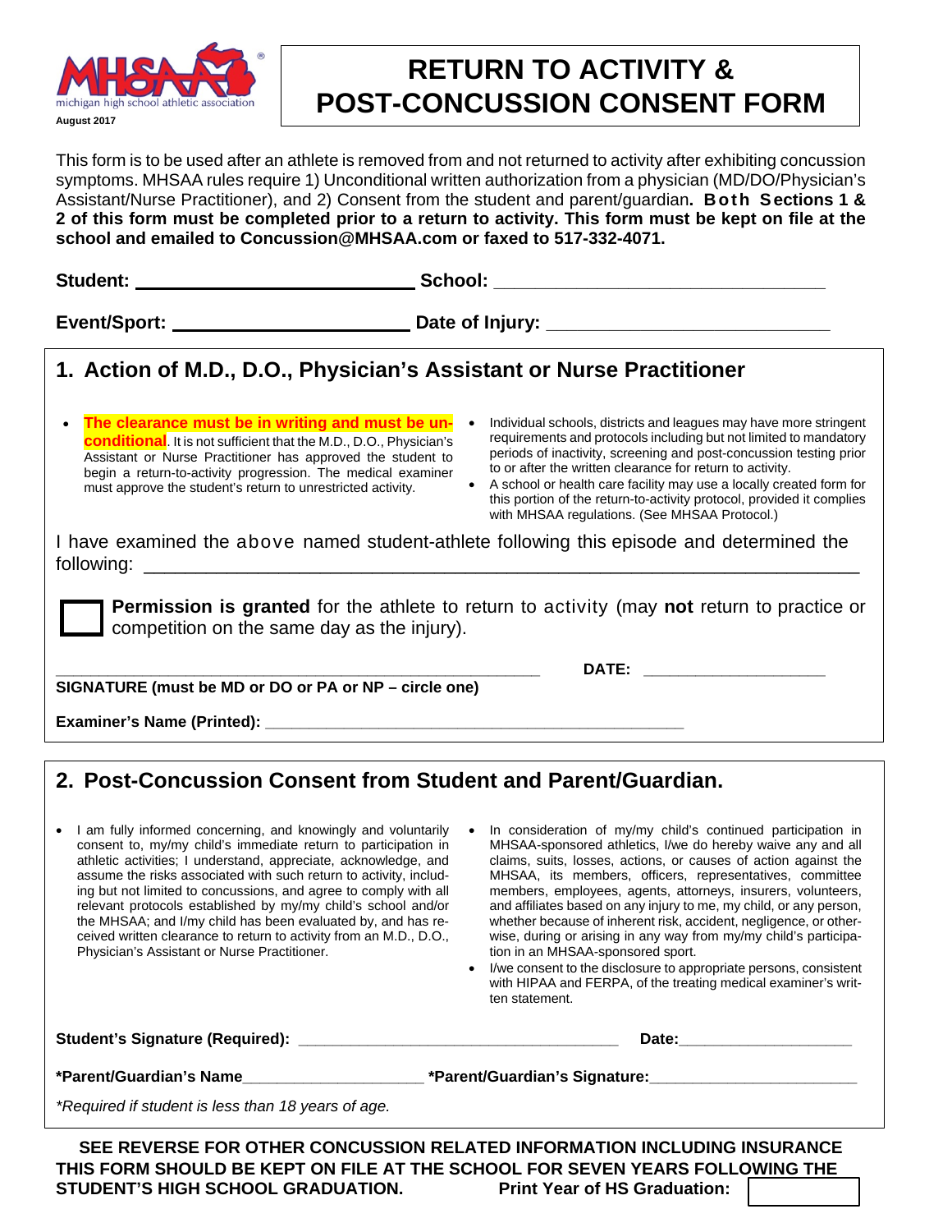MHSAA michigan high school athletic association

August 2017

# RETURN TO ACTIVITY & POST-CONCUSSION CONSENT FORM

This form is to be used after an athlete is removed from and not returned to activity after exhibiting concussion symptoms. MHSAA rules require 1) Unconditional written authorization from a physician (MD/DO/Physician's Assistant/Nurse Practitioner), and 2) Consent from the student and parent/guardian**. Both Sections 1 & 2 of this form must be completed prior to a return to activity. This form must be kept on file at the school and emailed to Concussion@MHSAA.com or faxed to 517-332-4071.**

**Student:** ______________________________ **School:** ________________________________

**Event/Sport:** ___________________________ **Date of Injury:** __________________________

## 1. Action of M.D., D.O., Physician's Assistant or Nurse Practitioner

- **The clearance must be in writing and must be unconditional**. It is not sufficient that the M.D., D.O., Physician's Assistant or Nurse Practitioner has approved the student to begin a return-to-activity progression. The medical examiner must approve the student's return to unrestricted activity.
- Individual schools, districts and leagues may have more stringent requirements and protocols including but not limited to mandatory periods of inactivity, screening and post-concussion testing prior to or after the written clearance for return to activity.
- A school or health care facility may use a locally created form for this portion of the return-to-activity protocol, provided it complies with MHSAA regulations. (See MHSAA Protocol.)

I have examined the above named student-athlete following this episode and determined the following: ____________________________________________________________

☐ **Permission is granted** for the athlete to return to activity (may **not** return to practice or competition on the same day as the injury).

________________________________________________ **DATE:** ____________________

**SIGNATURE (must be MD or DO or PA or NP – circle one)**

**Examiner's Name (Printed):** ____________________________________________

## 2. Post-Concussion Consent from Student and Parent/Guardian.

- I am fully informed concerning, and knowingly and voluntarily consent to, my/my child's immediate return to participation in athletic activities; I understand, appreciate, acknowledge, and assume the risks associated with such return to activity, including but not limited to concussions, and agree to comply with all relevant protocols established by my/my child's school and/or the MHSAA; and I/my child has been evaluated by, and has received written clearance to return to activity from an M.D., D.O., Physician's Assistant or Nurse Practitioner.
- In consideration of my/my child's continued participation in MHSAA-sponsored athletics, I/we do hereby waive any and all claims, suits, losses, actions, or causes of action against the MHSAA, its members, officers, representatives, committee members, employees, agents, attorneys, insurers, volunteers, and affiliates based on any injury to me, my child, or any person, whether because of inherent risk, accident, negligence, or otherwise, during or arising in any way from my/my child's participation in an MHSAA-sponsored sport.
- I/we consent to the disclosure to appropriate persons, consistent with HIPAA and FERPA, of the treating medical examiner's written statement.

**Student's Signature (Required):** ___________________________________ **Date:**____________________

**\*Parent/Guardian's Name**_____________________ **\*Parent/Guardian's Signature:**________________________

*\*Required if student is less than 18 years of age.*

**SEE REVERSE FOR OTHER CONCUSSION RELATED INFORMATION INCLUDING INSURANCE**

**THIS FORM SHOULD BE KEPT ON FILE AT THE SCHOOL FOR SEVEN YEARS FOLLOWING THE STUDENT'S HIGH SCHOOL GRADUATION.** **Print Year of HS Graduation:** ☐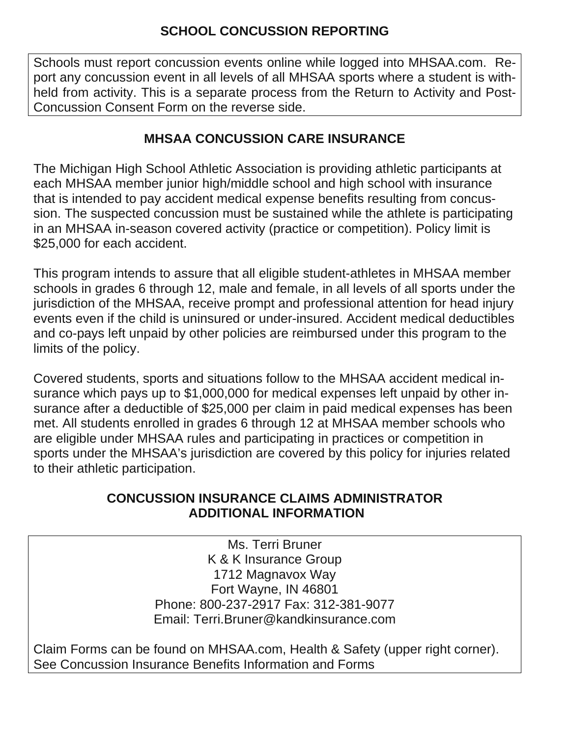## SCHOOL CONCUSSION REPORTING

Schools must report concussion events online while logged into MHSAA.com. Report any concussion event in all levels of all MHSAA sports where a student is withheld from activity. This is a separate process from the Return to Activity and Post-Concussion Consent Form on the reverse side.

## MHSAA CONCUSSION CARE INSURANCE

The Michigan High School Athletic Association is providing athletic participants at each MHSAA member junior high/middle school and high school with insurance that is intended to pay accident medical expense benefits resulting from concussion. The suspected concussion must be sustained while the athlete is participating in an MHSAA in-season covered activity (practice or competition). Policy limit is $25,000 for each accident.

This program intends to assure that all eligible student-athletes in MHSAA member schools in grades 6 through 12, male and female, in all levels of all sports under the jurisdiction of the MHSAA, receive prompt and professional attention for head injury events even if the child is uninsured or under-insured. Accident medical deductibles and co-pays left unpaid by other policies are reimbursed under this program to the limits of the policy.

Covered students, sports and situations follow to the MHSAA accident medical insurance which pays up to $1,000,000 for medical expenses left unpaid by other insurance after a deductible of $25,000 per claim in paid medical expenses has been met. All students enrolled in grades 6 through 12 at MHSAA member schools who are eligible under MHSAA rules and participating in practices or competition in sports under the MHSAA's jurisdiction are covered by this policy for injuries related to their athletic participation.

## CONCUSSION INSURANCE CLAIMS ADMINISTRATOR ADDITIONAL INFORMATION

Ms. Terri Bruner
K & K Insurance Group
1712 Magnavox Way
Fort Wayne, IN 46801
Phone: 800-237-2917 Fax: 312-381-9077
Email: Terri.Bruner@kandkinsurance.com

Claim Forms can be found on MHSAA.com, Health & Safety (upper right corner). See Concussion Insurance Benefits Information and Forms